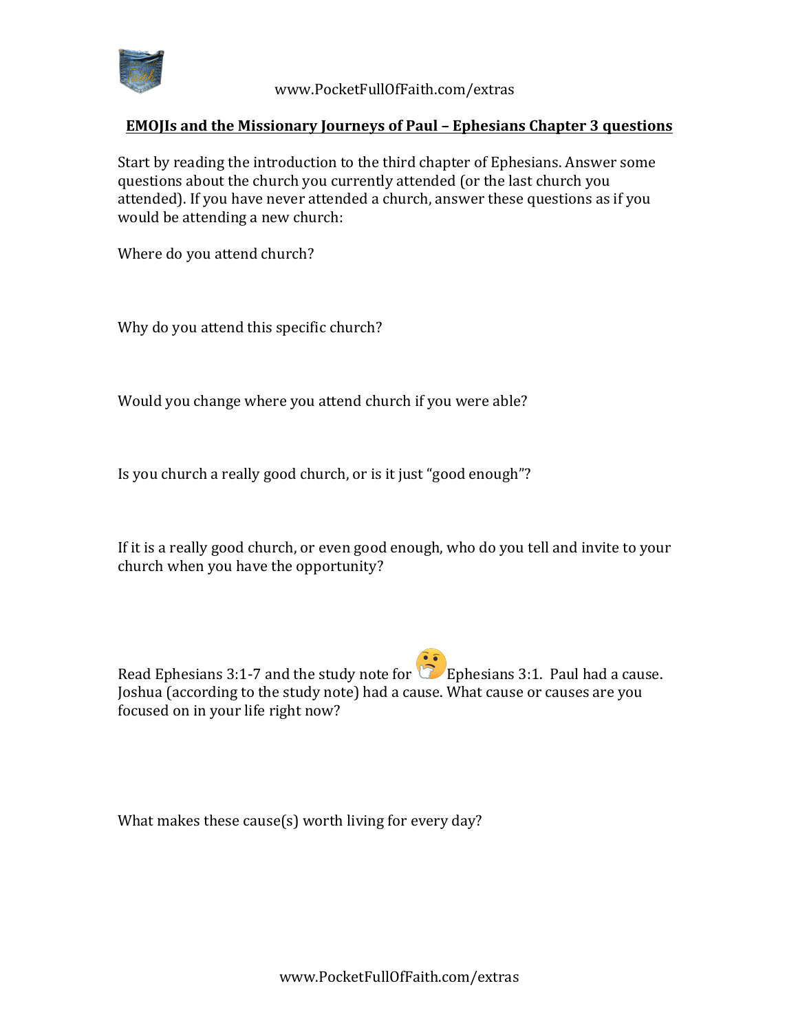## EMOJIs and the Missionary Journeys of Paul – Ephesians Chapter 3 questions

Start by reading the introduction to the third chapter of Ephesians. Answer some questions about the church you currently attended (or the last church you attended). If you have never attended a church, answer these questions as if you would be attending a new church:

Where do you attend church?

Why do you attend this specific church?

Would you change where you attend church if you were able?

Is you church a really good church, or is it just "good enough"?

If it is a really good church, or even good enough, who do you tell and invite to your church when you have the opportunity?

Read Ephesians 3:1-7 and the study note for 🤔 Ephesians 3:1. Paul had a cause. Joshua (according to the study note) had a cause. What cause or causes are you focused on in your life right now?

What makes these cause(s) worth living for every day?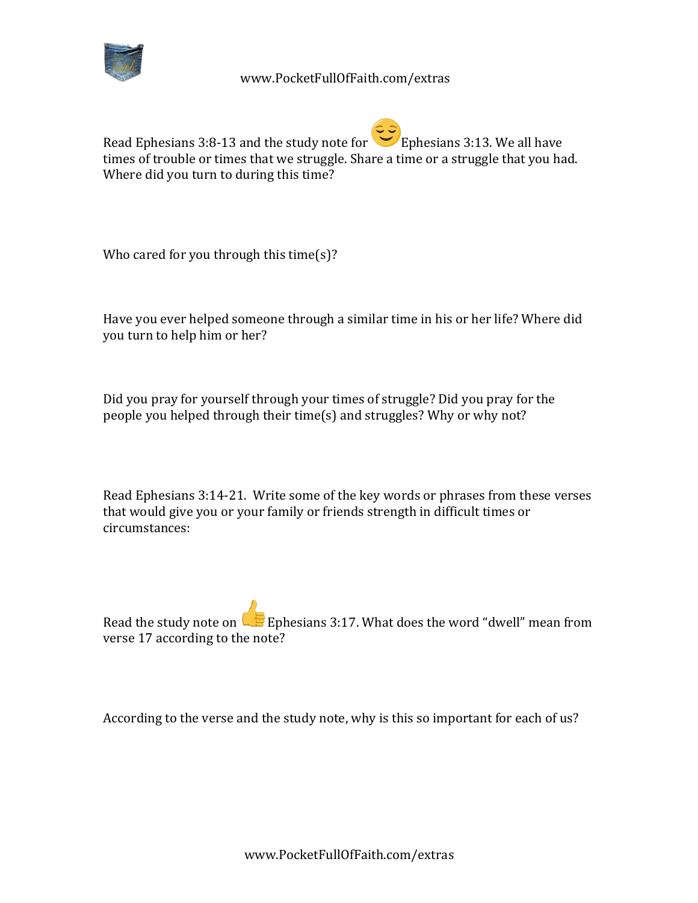Read Ephesians 3:8-13 and the study note for 😌 Ephesians 3:13. We all have times of trouble or times that we struggle. Share a time or a struggle that you had. Where did you turn to during this time?

Who cared for you through this time(s)?

Have you ever helped someone through a similar time in his or her life? Where did you turn to help him or her?

Did you pray for yourself through your times of struggle? Did you pray for the people you helped through their time(s) and struggles? Why or why not?

Read Ephesians 3:14-21. Write some of the key words or phrases from these verses that would give you or your family or friends strength in difficult times or circumstances:

Read the study note on 👍 Ephesians 3:17. What does the word "dwell" mean from verse 17 according to the note?

According to the verse and the study note, why is this so important for each of us?